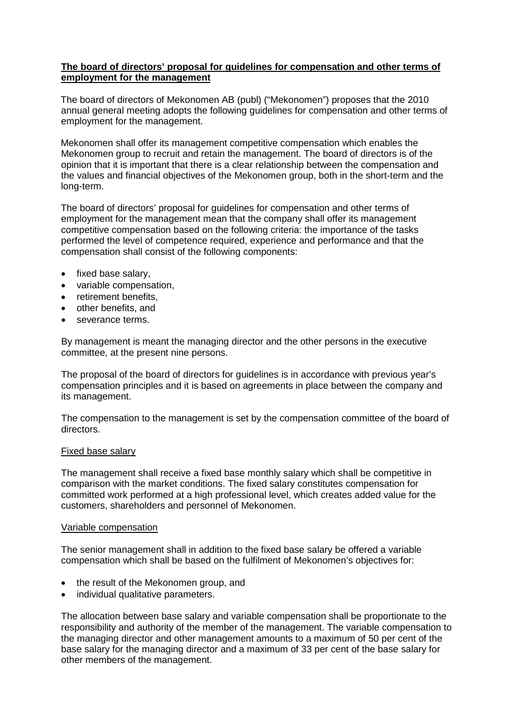**The board of directors' proposal for guidelines for compensation and other terms of employment for the management**

The board of directors of Mekonomen AB (publ) ("Mekonomen") proposes that the 2010 annual general meeting adopts the following guidelines for compensation and other terms of employment for the management.

Mekonomen shall offer its management competitive compensation which enables the Mekonomen group to recruit and retain the management. The board of directors is of the opinion that it is important that there is a clear relationship between the compensation and the values and financial objectives of the Mekonomen group, both in the short-term and the long-term.

The board of directors' proposal for guidelines for compensation and other terms of employment for the management mean that the company shall offer its management competitive compensation based on the following criteria: the importance of the tasks performed the level of competence required, experience and performance and that the compensation shall consist of the following components:

- fixed base salary,
- variable compensation,
- retirement benefits,
- other benefits, and
- severance terms.

By management is meant the managing director and the other persons in the executive committee, at the present nine persons.

The proposal of the board of directors for guidelines is in accordance with previous year's compensation principles and it is based on agreements in place between the company and its management.

The compensation to the management is set by the compensation committee of the board of directors.

Fixed base salary

The management shall receive a fixed base monthly salary which shall be competitive in comparison with the market conditions. The fixed salary constitutes compensation for committed work performed at a high professional level, which creates added value for the customers, shareholders and personnel of Mekonomen.

Variable compensation

The senior management shall in addition to the fixed base salary be offered a variable compensation which shall be based on the fulfilment of Mekonomen's objectives for:

- the result of the Mekonomen group, and
- individual qualitative parameters.

The allocation between base salary and variable compensation shall be proportionate to the responsibility and authority of the member of the management. The variable compensation to the managing director and other management amounts to a maximum of 50 per cent of the base salary for the managing director and a maximum of 33 per cent of the base salary for other members of the management.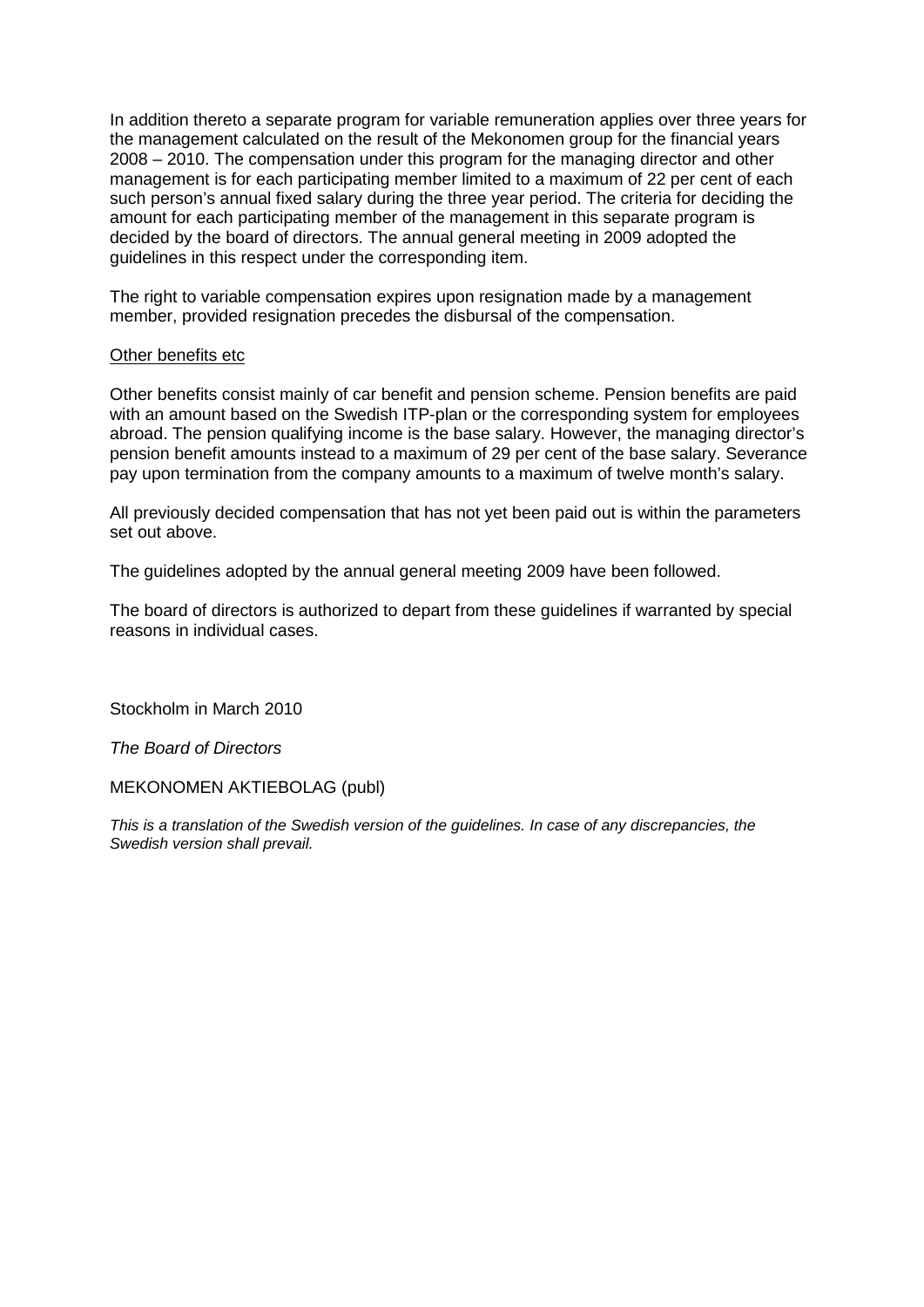In addition thereto a separate program for variable remuneration applies over three years for the management calculated on the result of the Mekonomen group for the financial years 2008 – 2010. The compensation under this program for the managing director and other management is for each participating member limited to a maximum of 22 per cent of each such person's annual fixed salary during the three year period. The criteria for deciding the amount for each participating member of the management in this separate program is decided by the board of directors. The annual general meeting in 2009 adopted the guidelines in this respect under the corresponding item.

The right to variable compensation expires upon resignation made by a management member, provided resignation precedes the disbursal of the compensation.

<u>Other benefits etc</u>

Other benefits consist mainly of car benefit and pension scheme. Pension benefits are paid with an amount based on the Swedish ITP-plan or the corresponding system for employees abroad. The pension qualifying income is the base salary. However, the managing director's pension benefit amounts instead to a maximum of 29 per cent of the base salary. Severance pay upon termination from the company amounts to a maximum of twelve month's salary.

All previously decided compensation that has not yet been paid out is within the parameters set out above.

The guidelines adopted by the annual general meeting 2009 have been followed.

The board of directors is authorized to depart from these guidelines if warranted by special reasons in individual cases.

Stockholm in March 2010

*The Board of Directors*

MEKONOMEN AKTIEBOLAG (publ)

*This is a translation of the Swedish version of the guidelines. In case of any discrepancies, the Swedish version shall prevail.*